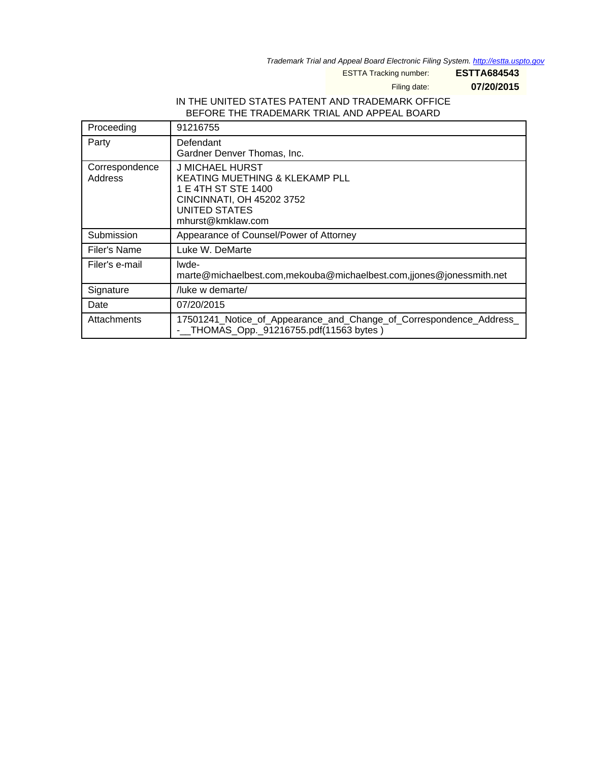*Trademark Trial and Appeal Board Electronic Filing System. http://estta.uspto.gov*

ESTTA Tracking number: **ESTTA684543**

Filing date: **07/20/2015**

IN THE UNITED STATES PATENT AND TRADEMARK OFFICE
BEFORE THE TRADEMARK TRIAL AND APPEAL BOARD

| | |
|---|---|
| Proceeding | 91216755 |
| Party | Defendant<br>Gardner Denver Thomas, Inc. |
| Correspondence Address | J MICHAEL HURST<br>KEATING MUETHING & KLEKAMP PLL<br>1 E 4TH ST STE 1400<br>CINCINNATI, OH 45202 3752<br>UNITED STATES<br>mhurst@kmklaw.com |
| Submission | Appearance of Counsel/Power of Attorney |
| Filer's Name | Luke W. DeMarte |
| Filer's e-mail | lwdemarte@michaelbest.com,mekouba@michaelbest.com,jjones@jonessmith.net |
| Signature | /luke w demarte/ |
| Date | 07/20/2015 |
| Attachments | 17501241_Notice_of_Appearance_and_Change_of_Correspondence_Address_-__THOMAS_Opp._91216755.pdf(11563 bytes ) |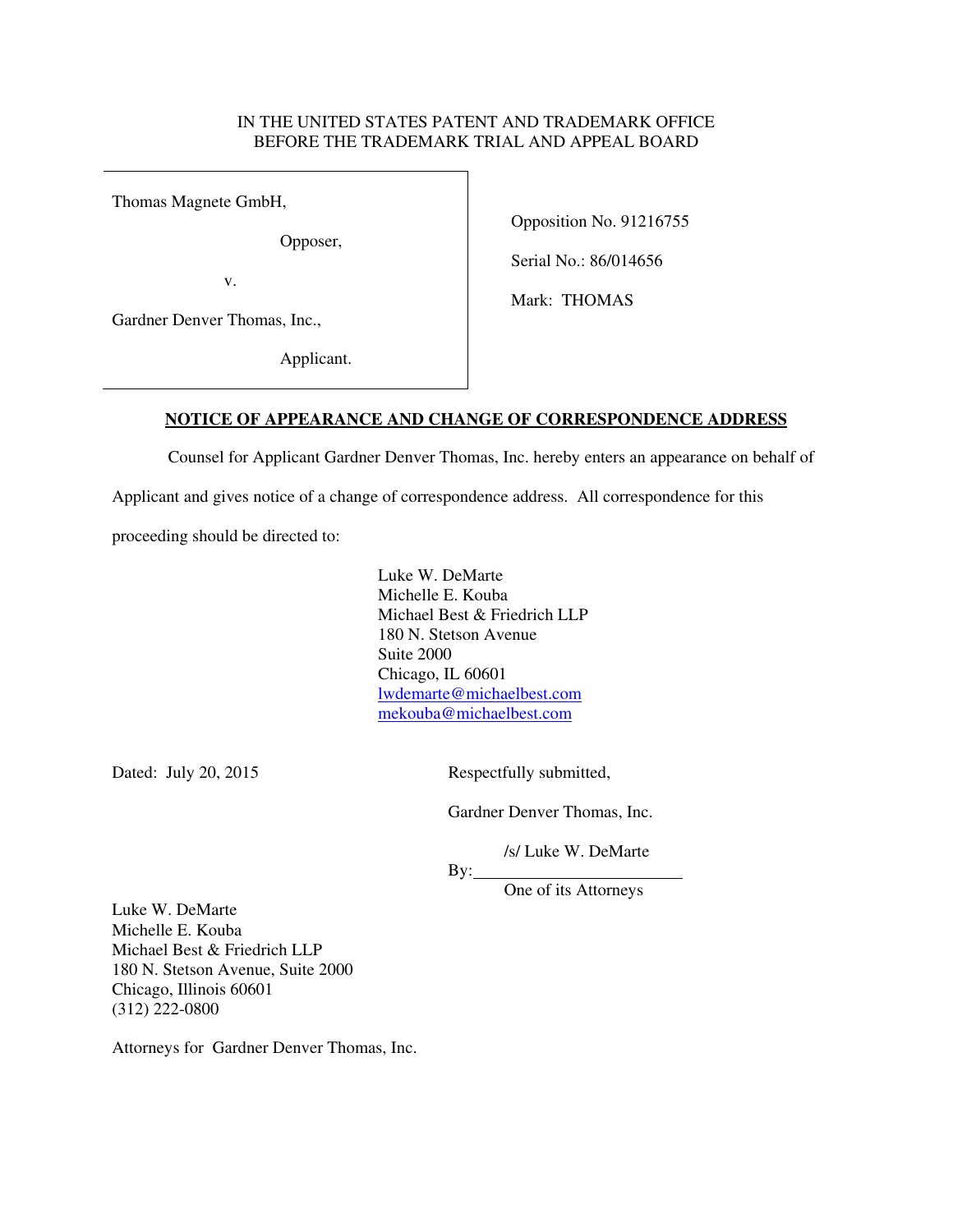IN THE UNITED STATES PATENT AND TRADEMARK OFFICE
BEFORE THE TRADEMARK TRIAL AND APPEAL BOARD

| | |
|---|---|
| Thomas Magnete GmbH,<br><br>Opposer,<br><br>v.<br><br>Gardner Denver Thomas, Inc.,<br><br>Applicant. | Opposition No. 91216755<br><br>Serial No.: 86/014656<br><br>Mark: THOMAS |

**NOTICE OF APPEARANCE AND CHANGE OF CORRESPONDENCE ADDRESS**

Counsel for Applicant Gardner Denver Thomas, Inc. hereby enters an appearance on behalf of Applicant and gives notice of a change of correspondence address. All correspondence for this proceeding should be directed to:

Luke W. DeMarte
Michelle E. Kouba
Michael Best & Friedrich LLP
180 N. Stetson Avenue
Suite 2000
Chicago, IL 60601
lwdemarte@michaelbest.com
mekouba@michaelbest.com

Dated: July 20, 2015

Respectfully submitted,

Gardner Denver Thomas, Inc.

By: /s/ Luke W. DeMarte
One of its Attorneys

Luke W. DeMarte
Michelle E. Kouba
Michael Best & Friedrich LLP
180 N. Stetson Avenue, Suite 2000
Chicago, Illinois 60601
(312) 222-0800

Attorneys for Gardner Denver Thomas, Inc.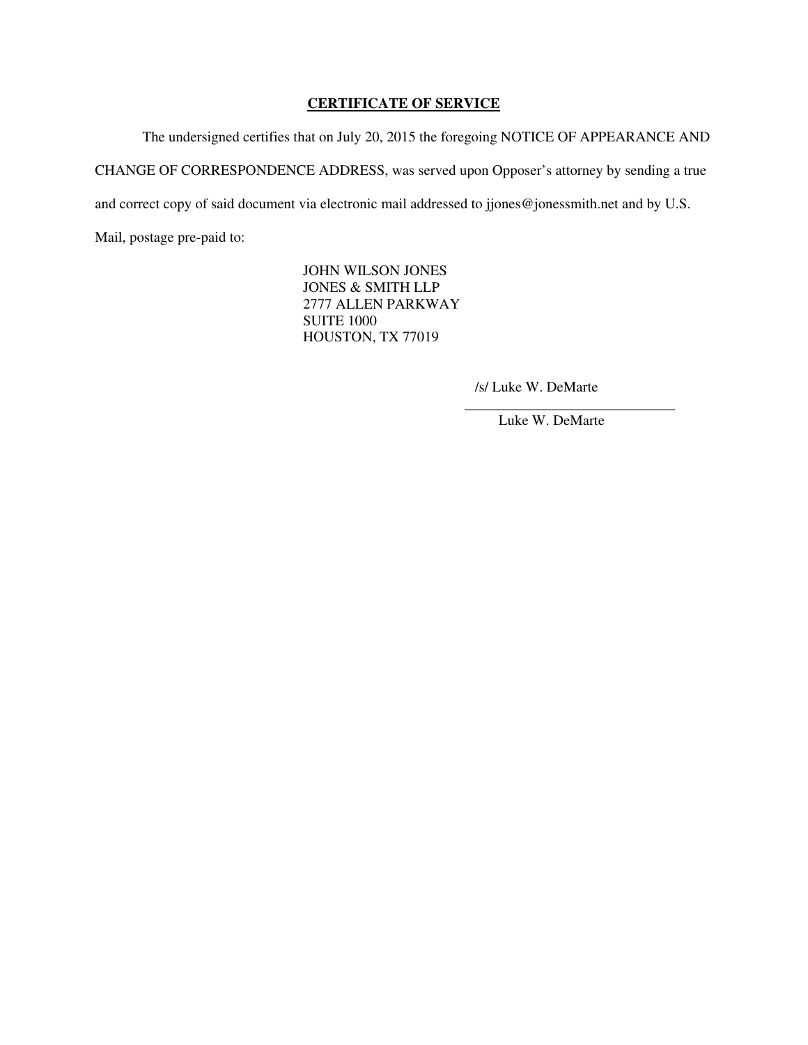**CERTIFICATE OF SERVICE**

The undersigned certifies that on July 20, 2015 the foregoing NOTICE OF APPEARANCE AND CHANGE OF CORRESPONDENCE ADDRESS, was served upon Opposer's attorney by sending a true and correct copy of said document via electronic mail addressed to jjones@jonessmith.net and by U.S. Mail, postage pre-paid to:

JOHN WILSON JONES
JONES & SMITH LLP
2777 ALLEN PARKWAY
SUITE 1000
HOUSTON, TX 77019

/s/ Luke W. DeMarte
______________________________
Luke W. DeMarte